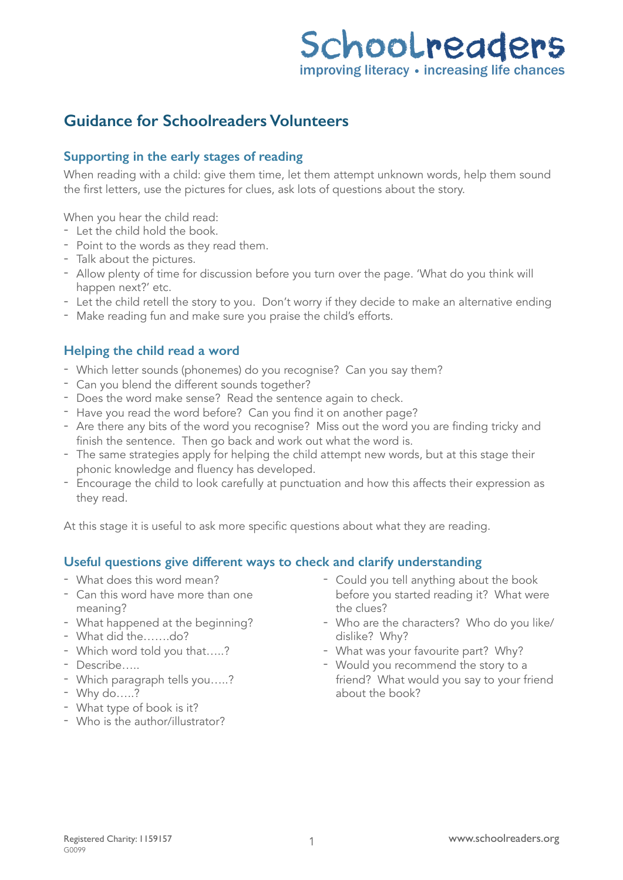Schoolreaders
improving literacy • increasing life chances

# Guidance for Schoolreaders Volunteers

## Supporting in the early stages of reading

When reading with a child: give them time, let them attempt unknown words, help them sound the first letters, use the pictures for clues, ask lots of questions about the story.

When you hear the child read:

- Let the child hold the book.
- Point to the words as they read them.
- Talk about the pictures.
- Allow plenty of time for discussion before you turn over the page. 'What do you think will happen next?' etc.
- Let the child retell the story to you. Don't worry if they decide to make an alternative ending
- Make reading fun and make sure you praise the child's efforts.

## Helping the child read a word

- Which letter sounds (phonemes) do you recognise? Can you say them?
- Can you blend the different sounds together?
- Does the word make sense? Read the sentence again to check.
- Have you read the word before? Can you find it on another page?
- Are there any bits of the word you recognise? Miss out the word you are finding tricky and finish the sentence. Then go back and work out what the word is.
- The same strategies apply for helping the child attempt new words, but at this stage their phonic knowledge and fluency has developed.
- Encourage the child to look carefully at punctuation and how this affects their expression as they read.

At this stage it is useful to ask more specific questions about what they are reading.

## Useful questions give different ways to check and clarify understanding

- What does this word mean?
- Can this word have more than one meaning?
- What happened at the beginning?
- What did the…….do?
- Which word told you that…..?
- Describe…..
- Which paragraph tells you…..?
- Why do…..?
- What type of book is it?
- Who is the author/illustrator?
- Could you tell anything about the book before you started reading it? What were the clues?
- Who are the characters? Who do you like/dislike? Why?
- What was your favourite part? Why?
- Would you recommend the story to a friend? What would you say to your friend about the book?

Registered Charity: 1159157
G0099

www.schoolreaders.org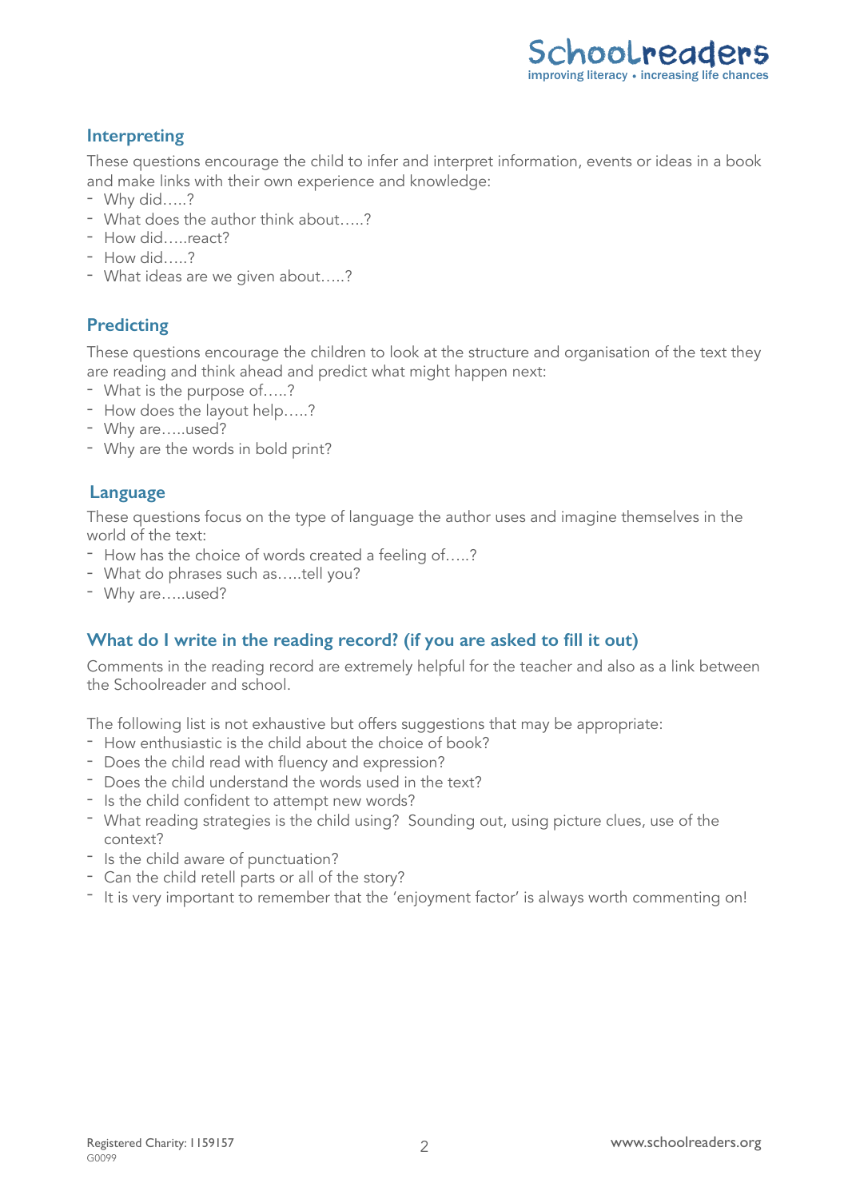## Interpreting

These questions encourage the child to infer and interpret information, events or ideas in a book and make links with their own experience and knowledge:

- Why did…..?
- What does the author think about…..?
- How did…..react?
- How did…..?
- What ideas are we given about…..?

## Predicting

These questions encourage the children to look at the structure and organisation of the text they are reading and think ahead and predict what might happen next:

- What is the purpose of…..?
- How does the layout help…..?
- Why are…..used?
- Why are the words in bold print?

## Language

These questions focus on the type of language the author uses and imagine themselves in the world of the text:

- How has the choice of words created a feeling of…..?
- What do phrases such as…..tell you?
- Why are…..used?

## What do I write in the reading record? (if you are asked to fill it out)

Comments in the reading record are extremely helpful for the teacher and also as a link between the Schoolreader and school.

The following list is not exhaustive but offers suggestions that may be appropriate:

- How enthusiastic is the child about the choice of book?
- Does the child read with fluency and expression?
- Does the child understand the words used in the text?
- Is the child confident to attempt new words?
- What reading strategies is the child using? Sounding out, using picture clues, use of the context?
- Is the child aware of punctuation?
- Can the child retell parts or all of the story?
- It is very important to remember that the 'enjoyment factor' is always worth commenting on!